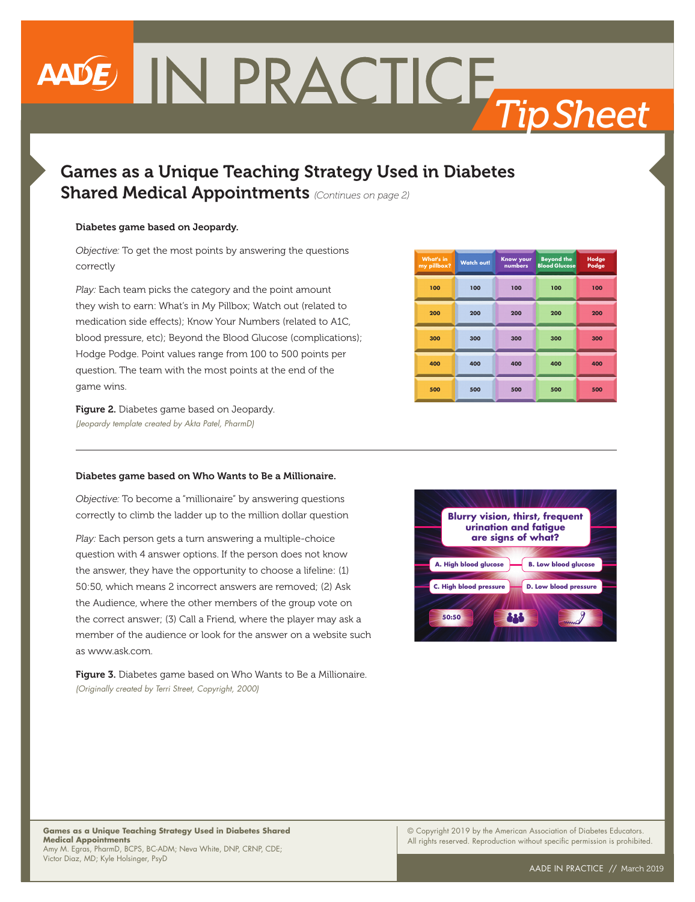# Games as a Unique Teaching Strategy Used in Diabetes Shared Medical Appointments *(Continues on page 2)*

**Diabetes game based on Jeopardy.**

*Objective:* To get the most points by answering the questions correctly

*Play:* Each team picks the category and the point amount they wish to earn: What's in My Pillbox; Watch out (related to medication side effects); Know Your Numbers (related to A1C, blood pressure, etc); Beyond the Blood Glucose (complications); Hodge Podge. Point values range from 100 to 500 points per question. The team with the most points at the end of the game wins.

| What's in my pillbox? | Watch out! | Know your numbers | Beyond the Blood Glucose | Hodge Podge |
|---|---|---|---|---|
| 100 | 100 | 100 | 100 | 100 |
| 200 | 200 | 200 | 200 | 200 |
| 300 | 300 | 300 | 300 | 300 |
| 400 | 400 | 400 | 400 | 400 |
| 500 | 500 | 500 | 500 | 500 |

**Figure 2.** Diabetes game based on Jeopardy.
*(Jeopardy template created by Akta Patel, PharmD)*

---

**Diabetes game based on Who Wants to Be a Millionaire.**

*Objective:* To become a "millionaire" by answering questions correctly to climb the ladder up to the million dollar question

*Play:* Each person gets a turn answering a multiple-choice question with 4 answer options. If the person does not know the answer, they have the opportunity to choose a lifeline: (1) 50:50, which means 2 incorrect answers are removed; (2) Ask the Audience, where the other members of the group vote on the correct answer; (3) Call a Friend, where the player may ask a member of the audience or look for the answer on a website such as www.ask.com.

**Blurry vision, thirst, frequent urination and fatigue are signs of what?**

A. High blood glucose
B. Low blood glucose
C. High blood pressure
D. Low blood pressure

50:50

**Figure 3.** Diabetes game based on Who Wants to Be a Millionaire.
*(Originally created by Terri Street, Copyright, 2000)*

**Games as a Unique Teaching Strategy Used in Diabetes Shared Medical Appointments**
Amy M. Egras, PharmD, BCPS, BC-ADM; Neva White, DNP, CRNP, CDE; Victor Diaz, MD; Kyle Holsinger, PsyD

© Copyright 2019 by the American Association of Diabetes Educators. All rights reserved. Reproduction without specific permission is prohibited.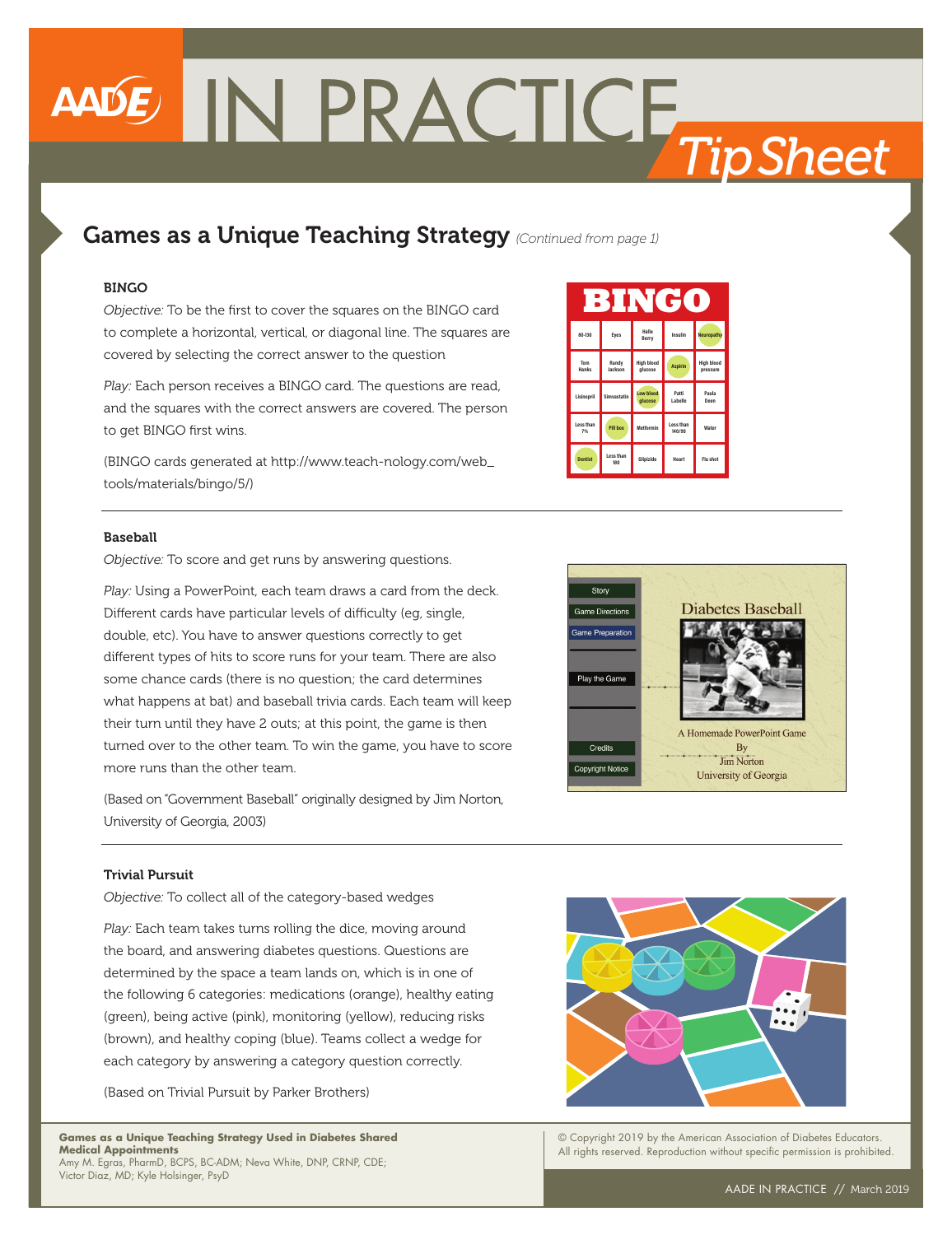## Games as a Unique Teaching Strategy *(Continued from page 1)*

**BINGO**

*Objective:* To be the first to cover the squares on the BINGO card to complete a horizontal, vertical, or diagonal line. The squares are covered by selecting the correct answer to the question

*Play:* Each person receives a BINGO card. The questions are read, and the squares with the correct answers are covered. The person to get BINGO first wins.

(BINGO cards generated at http://www.teach-nology.com/web_tools/materials/bingo/5/)

**Baseball**

*Objective:* To score and get runs by answering questions.

*Play:* Using a PowerPoint, each team draws a card from the deck. Different cards have particular levels of difficulty (eg, single, double, etc). You have to answer questions correctly to get different types of hits to score runs for your team. There are also some chance cards (there is no question; the card determines what happens at bat) and baseball trivia cards. Each team will keep their turn until they have 2 outs; at this point, the game is then turned over to the other team. To win the game, you have to score more runs than the other team.

(Based on "Government Baseball" originally designed by Jim Norton, University of Georgia, 2003)

**Trivial Pursuit**

*Objective:* To collect all of the category-based wedges

*Play:* Each team takes turns rolling the dice, moving around the board, and answering diabetes questions. Questions are determined by the space a team lands on, which is in one of the following 6 categories: medications (orange), healthy eating (green), being active (pink), monitoring (yellow), reducing risks (brown), and healthy coping (blue). Teams collect a wedge for each category by answering a category question correctly.

(Based on Trivial Pursuit by Parker Brothers)

**Games as a Unique Teaching Strategy Used in Diabetes Shared Medical Appointments**
Amy M. Egras, PharmD, BCPS, BC-ADM; Neva White, DNP, CRNP, CDE; Victor Diaz, MD; Kyle Holsinger, PsyD

© Copyright 2019 by the American Association of Diabetes Educators. All rights reserved. Reproduction without specific permission is prohibited.